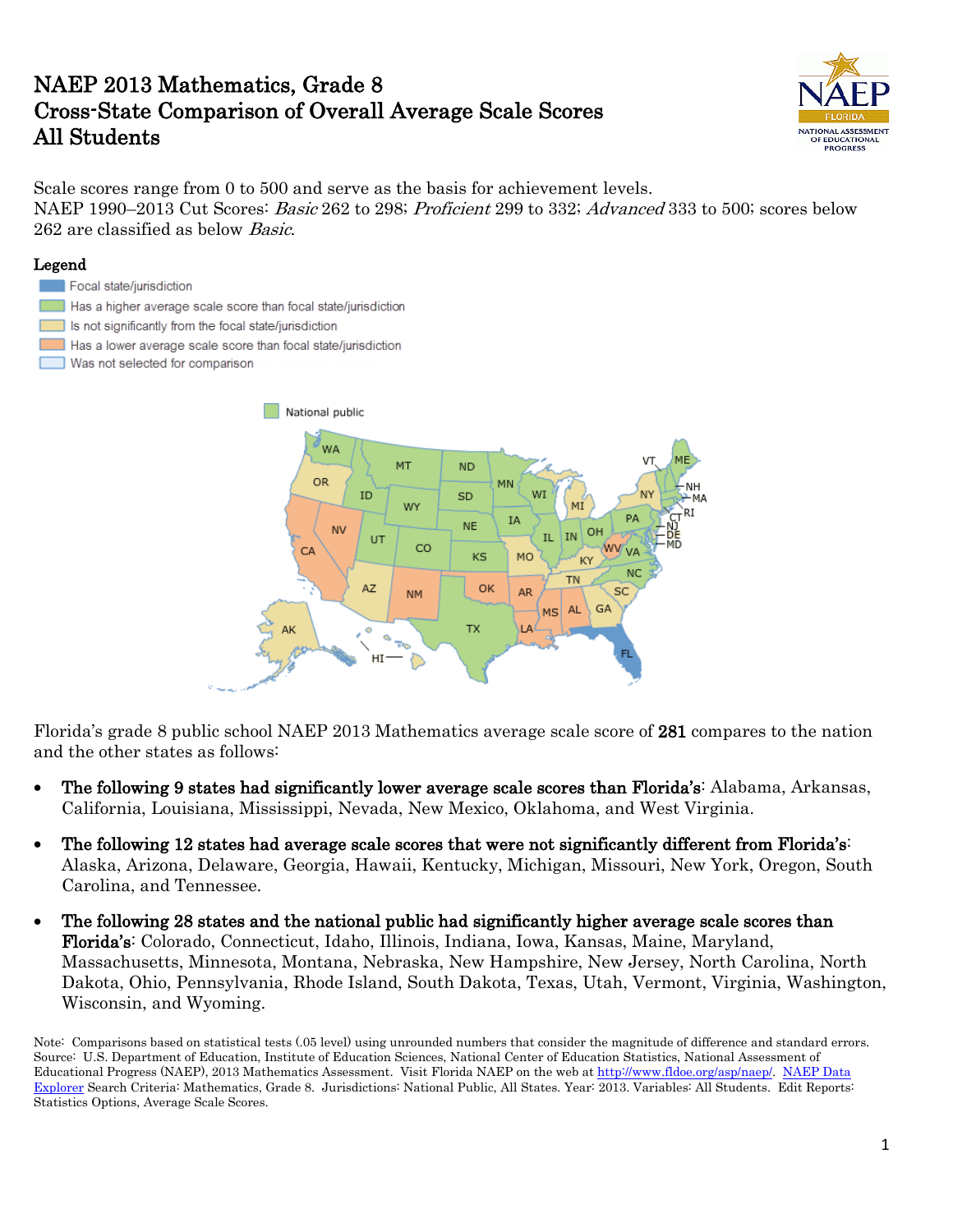# NAEP 2013 Mathematics, Grade 8
# Cross-State Comparison of Overall Average Scale Scores
# All Students

Scale scores range from 0 to 500 and serve as the basis for achievement levels.
NAEP 1990–2013 Cut Scores: *Basic* 262 to 298; *Proficient* 299 to 332; *Advanced* 333 to 500; scores below 262 are classified as below *Basic*.

**Legend**

- Focal state/jurisdiction
- Has a higher average scale score than focal state/jurisdiction
- Is not significantly from the focal state/jurisdiction
- Has a lower average scale score than focal state/jurisdiction
- Was not selected for comparison

Florida's grade 8 public school NAEP 2013 Mathematics average scale score of **281** compares to the nation and the other states as follows:

- **The following 9 states had significantly lower average scale scores than Florida's**: Alabama, Arkansas, California, Louisiana, Mississippi, Nevada, New Mexico, Oklahoma, and West Virginia.
- **The following 12 states had average scale scores that were not significantly different from Florida's**: Alaska, Arizona, Delaware, Georgia, Hawaii, Kentucky, Michigan, Missouri, New York, Oregon, South Carolina, and Tennessee.
- **The following 28 states and the national public had significantly higher average scale scores than Florida's**: Colorado, Connecticut, Idaho, Illinois, Indiana, Iowa, Kansas, Maine, Maryland, Massachusetts, Minnesota, Montana, Nebraska, New Hampshire, New Jersey, North Carolina, North Dakota, Ohio, Pennsylvania, Rhode Island, South Dakota, Texas, Utah, Vermont, Virginia, Washington, Wisconsin, and Wyoming.

Note: Comparisons based on statistical tests (.05 level) using unrounded numbers that consider the magnitude of difference and standard errors.
Source: U.S. Department of Education, Institute of Education Sciences, National Center of Education Statistics, National Assessment of Educational Progress (NAEP), 2013 Mathematics Assessment. Visit Florida NAEP on the web at http://www.fldoe.org/asp/naep/. NAEP Data Explorer Search Criteria: Mathematics, Grade 8. Jurisdictions: National Public, All States. Year: 2013. Variables: All Students. Edit Reports: Statistics Options, Average Scale Scores.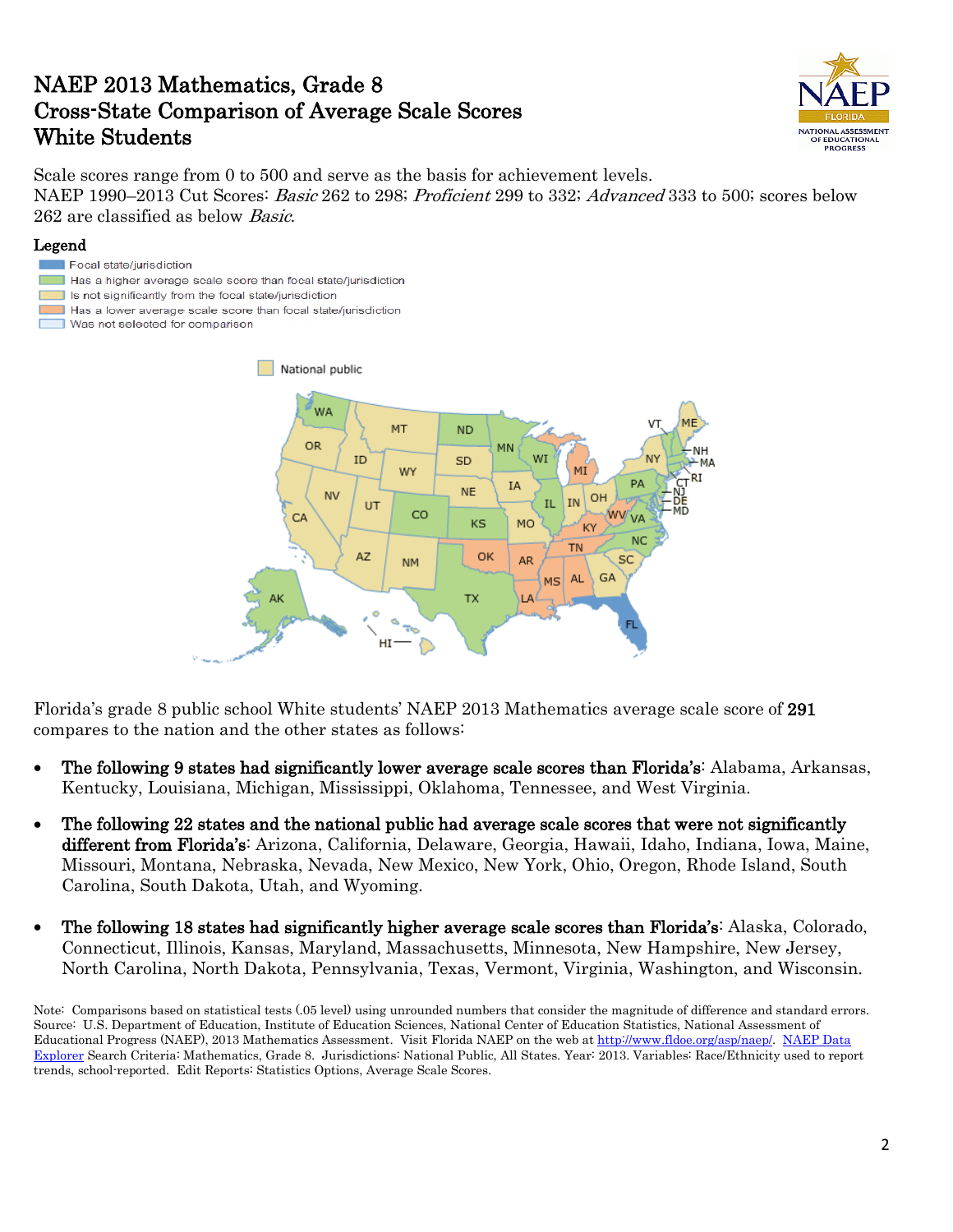# NAEP 2013 Mathematics, Grade 8
# Cross-State Comparison of Average Scale Scores
# White Students

Scale scores range from 0 to 500 and serve as the basis for achievement levels.
NAEP 1990–2013 Cut Scores: *Basic* 262 to 298; *Proficient* 299 to 332; *Advanced* 333 to 500; scores below 262 are classified as below *Basic*.

**Legend**

- Focal state/jurisdiction
- Has a higher average scale score than focal state/jurisdiction
- Is not significantly from the focal state/jurisdiction
- Has a lower average scale score than focal state/jurisdiction
- Was not selected for comparison

National public

Florida's grade 8 public school White students' NAEP 2013 Mathematics average scale score of **291** compares to the nation and the other states as follows:

- **The following 9 states had significantly lower average scale scores than Florida's**: Alabama, Arkansas, Kentucky, Louisiana, Michigan, Mississippi, Oklahoma, Tennessee, and West Virginia.
- **The following 22 states and the national public had average scale scores that were not significantly different from Florida's**: Arizona, California, Delaware, Georgia, Hawaii, Idaho, Indiana, Iowa, Maine, Missouri, Montana, Nebraska, Nevada, New Mexico, New York, Ohio, Oregon, Rhode Island, South Carolina, South Dakota, Utah, and Wyoming.
- **The following 18 states had significantly higher average scale scores than Florida's**: Alaska, Colorado, Connecticut, Illinois, Kansas, Maryland, Massachusetts, Minnesota, New Hampshire, New Jersey, North Carolina, North Dakota, Pennsylvania, Texas, Vermont, Virginia, Washington, and Wisconsin.

Note: Comparisons based on statistical tests (.05 level) using unrounded numbers that consider the magnitude of difference and standard errors.
Source: U.S. Department of Education, Institute of Education Sciences, National Center of Education Statistics, National Assessment of Educational Progress (NAEP), 2013 Mathematics Assessment. Visit Florida NAEP on the web at http://www.fldoe.org/asp/naep/. NAEP Data Explorer Search Criteria: Mathematics, Grade 8. Jurisdictions: National Public, All States. Year: 2013. Variables: Race/Ethnicity used to report trends, school-reported. Edit Reports: Statistics Options, Average Scale Scores.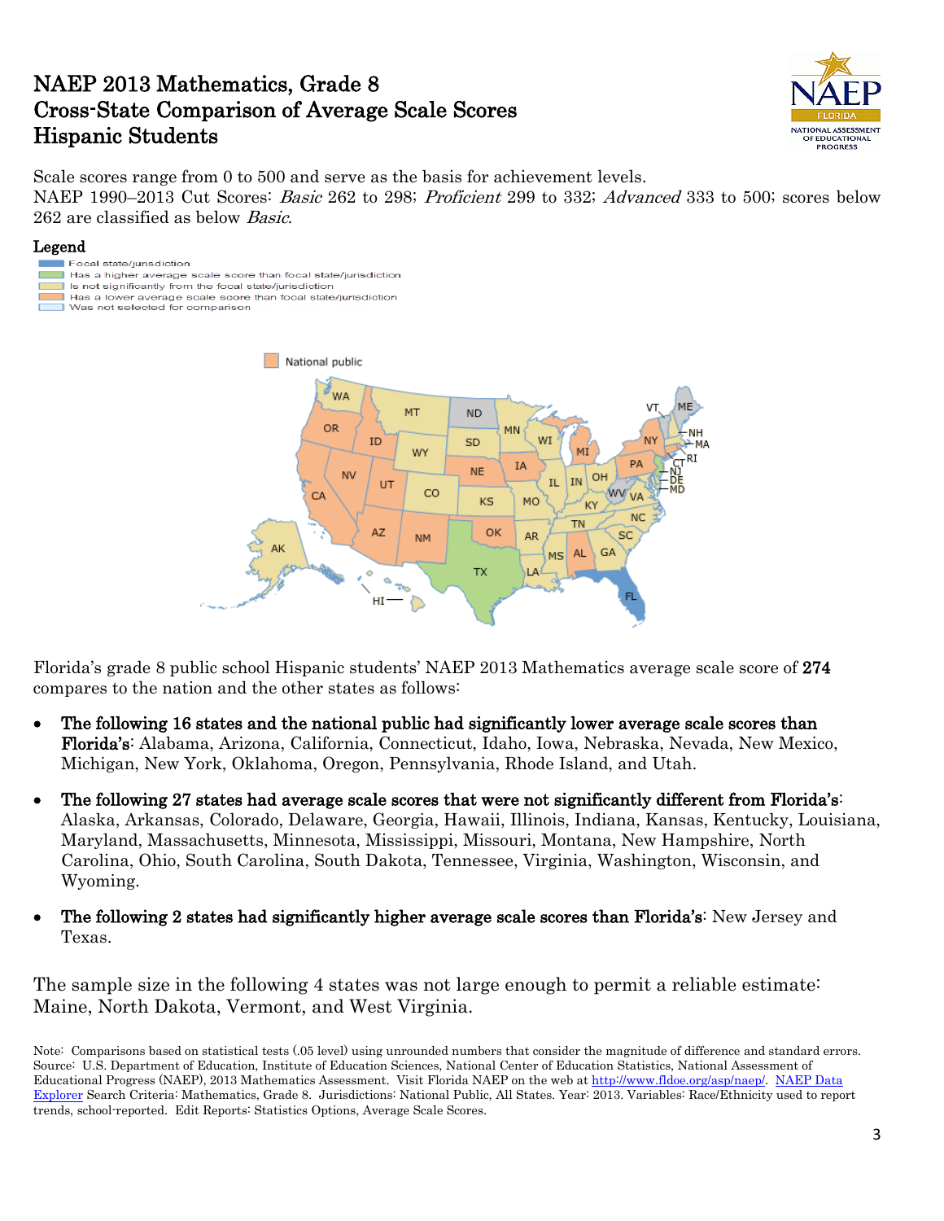# NAEP 2013 Mathematics, Grade 8
# Cross-State Comparison of Average Scale Scores
# Hispanic Students

Scale scores range from 0 to 500 and serve as the basis for achievement levels.
NAEP 1990–2013 Cut Scores: *Basic* 262 to 298; *Proficient* 299 to 332; *Advanced* 333 to 500; scores below 262 are classified as below *Basic*.

**Legend**

- Focal state/jurisdiction
- Has a higher average scale score than focal state/jurisdiction
- Is not significantly from the focal state/jurisdiction
- Has a lower average scale score than focal state/jurisdiction
- Was not selected for comparison

National public

Florida's grade 8 public school Hispanic students' NAEP 2013 Mathematics average scale score of **274** compares to the nation and the other states as follows:

- **The following 16 states and the national public had significantly lower average scale scores than Florida's**: Alabama, Arizona, California, Connecticut, Idaho, Iowa, Nebraska, Nevada, New Mexico, Michigan, New York, Oklahoma, Oregon, Pennsylvania, Rhode Island, and Utah.
- **The following 27 states had average scale scores that were not significantly different from Florida's**: Alaska, Arkansas, Colorado, Delaware, Georgia, Hawaii, Illinois, Indiana, Kansas, Kentucky, Louisiana, Maryland, Massachusetts, Minnesota, Mississippi, Missouri, Montana, New Hampshire, North Carolina, Ohio, South Carolina, South Dakota, Tennessee, Virginia, Washington, Wisconsin, and Wyoming.
- **The following 2 states had significantly higher average scale scores than Florida's**: New Jersey and Texas.

The sample size in the following 4 states was not large enough to permit a reliable estimate: Maine, North Dakota, Vermont, and West Virginia.

Note: Comparisons based on statistical tests (.05 level) using unrounded numbers that consider the magnitude of difference and standard errors.
Source: U.S. Department of Education, Institute of Education Sciences, National Center of Education Statistics, National Assessment of Educational Progress (NAEP), 2013 Mathematics Assessment. Visit Florida NAEP on the web at http://www.fldoe.org/asp/naep/. NAEP Data Explorer Search Criteria: Mathematics, Grade 8. Jurisdictions: National Public, All States. Year: 2013. Variables: Race/Ethnicity used to report trends, school-reported. Edit Reports: Statistics Options, Average Scale Scores.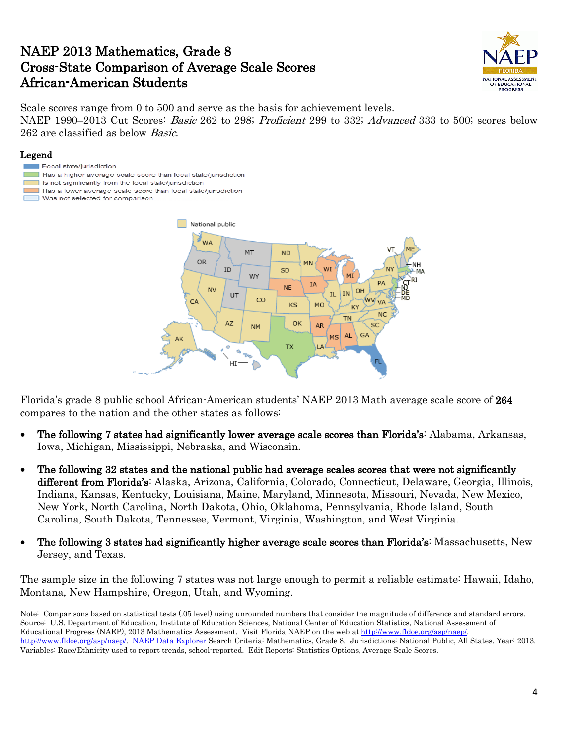# NAEP 2013 Mathematics, Grade 8
# Cross-State Comparison of Average Scale Scores
# African-American Students

Scale scores range from 0 to 500 and serve as the basis for achievement levels.
NAEP 1990–2013 Cut Scores: *Basic* 262 to 298; *Proficient* 299 to 332; *Advanced* 333 to 500; scores below 262 are classified as below *Basic*.

**Legend**

- Focal state/jurisdiction
- Has a higher average scale score than focal state/jurisdiction
- Is not significantly from the focal state/jurisdiction
- Has a lower average scale score than focal state/jurisdiction
- Was not selected for comparison

National public

Florida's grade 8 public school African-American students' NAEP 2013 Math average scale score of **264** compares to the nation and the other states as follows:

- **The following 7 states had significantly lower average scale scores than Florida's**: Alabama, Arkansas, Iowa, Michigan, Mississippi, Nebraska, and Wisconsin.
- **The following 32 states and the national public had average scales scores that were not significantly different from Florida's**: Alaska, Arizona, California, Colorado, Connecticut, Delaware, Georgia, Illinois, Indiana, Kansas, Kentucky, Louisiana, Maine, Maryland, Minnesota, Missouri, Nevada, New Mexico, New York, North Carolina, North Dakota, Ohio, Oklahoma, Pennsylvania, Rhode Island, South Carolina, South Dakota, Tennessee, Vermont, Virginia, Washington, and West Virginia.
- **The following 3 states had significantly higher average scale scores than Florida's**: Massachusetts, New Jersey, and Texas.

The sample size in the following 7 states was not large enough to permit a reliable estimate: Hawaii, Idaho, Montana, New Hampshire, Oregon, Utah, and Wyoming.

Note: Comparisons based on statistical tests (.05 level) using unrounded numbers that consider the magnitude of difference and standard errors.
Source: U.S. Department of Education, Institute of Education Sciences, National Center of Education Statistics, National Assessment of Educational Progress (NAEP), 2013 Mathematics Assessment. Visit Florida NAEP on the web at http://www.fldoe.org/asp/naep/. http://www.fldoe.org/asp/naep/. NAEP Data Explorer Search Criteria: Mathematics, Grade 8. Jurisdictions: National Public, All States. Year: 2013. Variables: Race/Ethnicity used to report trends, school-reported. Edit Reports: Statistics Options, Average Scale Scores.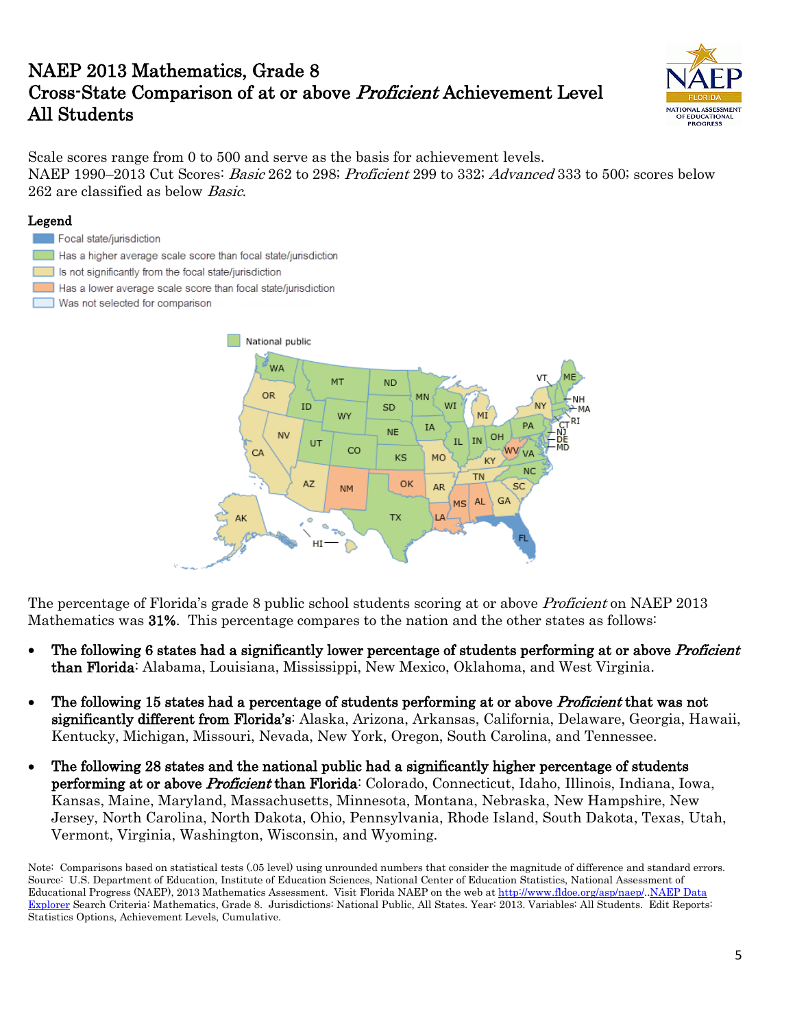# NAEP 2013 Mathematics, Grade 8
# Cross-State Comparison of at or above *Proficient* Achievement Level
# All Students

Scale scores range from 0 to 500 and serve as the basis for achievement levels.
NAEP 1990–2013 Cut Scores: *Basic* 262 to 298; *Proficient* 299 to 332; *Advanced* 333 to 500; scores below 262 are classified as below *Basic*.

**Legend**

- Focal state/jurisdiction
- Has a higher average scale score than focal state/jurisdiction
- Is not significantly from the focal state/jurisdiction
- Has a lower average scale score than focal state/jurisdiction
- Was not selected for comparison

National public

The percentage of Florida's grade 8 public school students scoring at or above *Proficient* on NAEP 2013 Mathematics was **31%**. This percentage compares to the nation and the other states as follows:

- **The following 6 states had a significantly lower percentage of students performing at or above *Proficient* than Florida**: Alabama, Louisiana, Mississippi, New Mexico, Oklahoma, and West Virginia.
- **The following 15 states had a percentage of students performing at or above *Proficient* that was not significantly different from Florida's**: Alaska, Arizona, Arkansas, California, Delaware, Georgia, Hawaii, Kentucky, Michigan, Missouri, Nevada, New York, Oregon, South Carolina, and Tennessee.
- **The following 28 states and the national public had a significantly higher percentage of students performing at or above *Proficient* than Florida**: Colorado, Connecticut, Idaho, Illinois, Indiana, Iowa, Kansas, Maine, Maryland, Massachusetts, Minnesota, Montana, Nebraska, New Hampshire, New Jersey, North Carolina, North Dakota, Ohio, Pennsylvania, Rhode Island, South Dakota, Texas, Utah, Vermont, Virginia, Washington, Wisconsin, and Wyoming.

Note: Comparisons based on statistical tests (.05 level) using unrounded numbers that consider the magnitude of difference and standard errors.
Source: U.S. Department of Education, Institute of Education Sciences, National Center of Education Statistics, National Assessment of Educational Progress (NAEP), 2013 Mathematics Assessment. Visit Florida NAEP on the web at http://www.fldoe.org/asp/naep/..NAEP Data Explorer Search Criteria: Mathematics, Grade 8. Jurisdictions: National Public, All States. Year: 2013. Variables: All Students. Edit Reports: Statistics Options, Achievement Levels, Cumulative.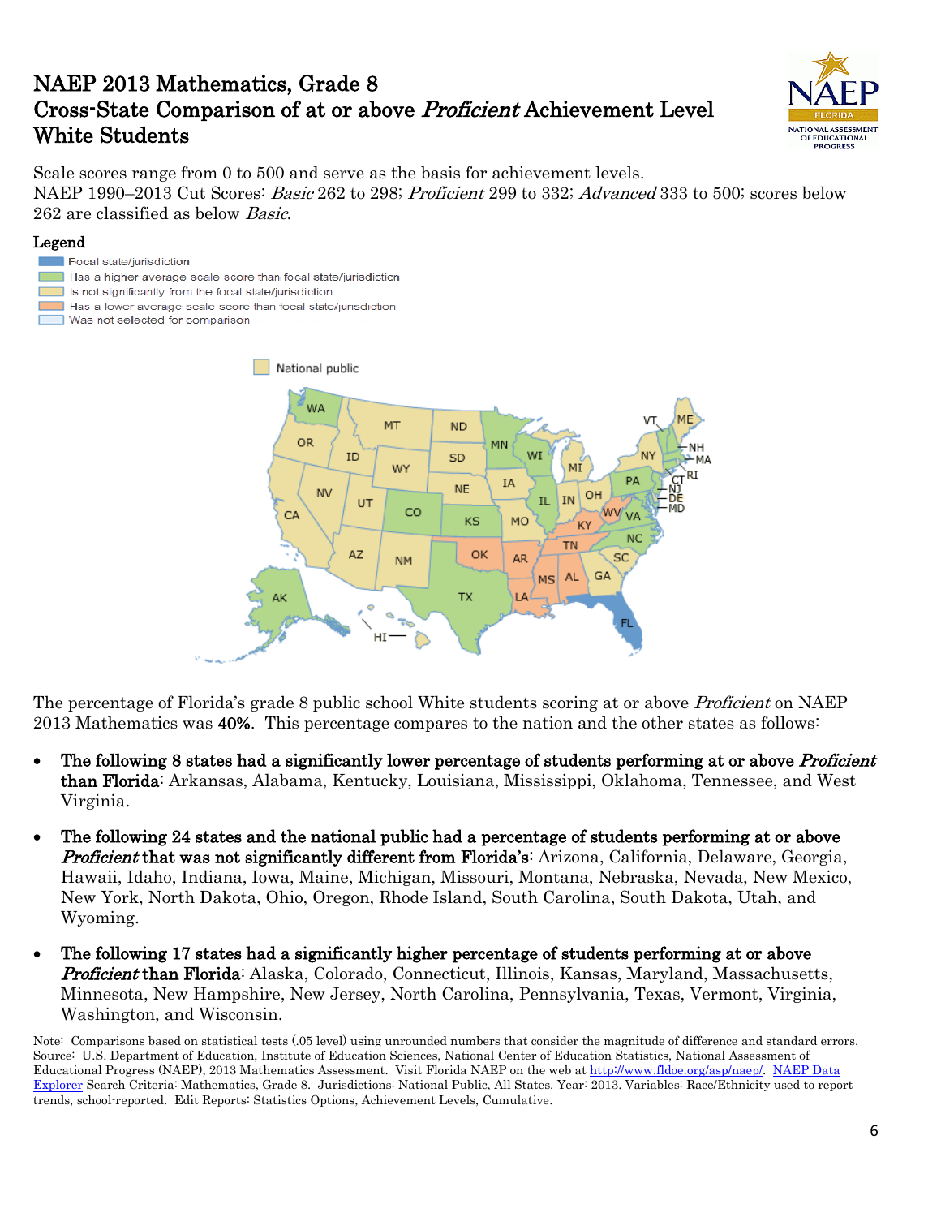# NAEP 2013 Mathematics, Grade 8
# Cross-State Comparison of at or above *Proficient* Achievement Level
# White Students

Scale scores range from 0 to 500 and serve as the basis for achievement levels.
NAEP 1990–2013 Cut Scores: *Basic* 262 to 298; *Proficient* 299 to 332; *Advanced* 333 to 500; scores below 262 are classified as below *Basic*.

**Legend**

- Focal state/jurisdiction
- Has a higher average scale score than focal state/jurisdiction
- Is not significantly from the focal state/jurisdiction
- Has a lower average scale score than focal state/jurisdiction
- Was not selected for comparison

National public

The percentage of Florida's grade 8 public school White students scoring at or above *Proficient* on NAEP 2013 Mathematics was **40%**. This percentage compares to the nation and the other states as follows:

- **The following 8 states had a significantly lower percentage of students performing at or above *Proficient* than Florida**: Arkansas, Alabama, Kentucky, Louisiana, Mississippi, Oklahoma, Tennessee, and West Virginia.
- **The following 24 states and the national public had a percentage of students performing at or above *Proficient* that was not significantly different from Florida's**: Arizona, California, Delaware, Georgia, Hawaii, Idaho, Indiana, Iowa, Maine, Michigan, Missouri, Montana, Nebraska, Nevada, New Mexico, New York, North Dakota, Ohio, Oregon, Rhode Island, South Carolina, South Dakota, Utah, and Wyoming.
- **The following 17 states had a significantly higher percentage of students performing at or above *Proficient* than Florida**: Alaska, Colorado, Connecticut, Illinois, Kansas, Maryland, Massachusetts, Minnesota, New Hampshire, New Jersey, North Carolina, Pennsylvania, Texas, Vermont, Virginia, Washington, and Wisconsin.

Note: Comparisons based on statistical tests (.05 level) using unrounded numbers that consider the magnitude of difference and standard errors.
Source: U.S. Department of Education, Institute of Education Sciences, National Center of Education Statistics, National Assessment of Educational Progress (NAEP), 2013 Mathematics Assessment. Visit Florida NAEP on the web at http://www.fldoe.org/asp/naep/. NAEP Data Explorer Search Criteria: Mathematics, Grade 8. Jurisdictions: National Public, All States. Year: 2013. Variables: Race/Ethnicity used to report trends, school-reported. Edit Reports: Statistics Options, Achievement Levels, Cumulative.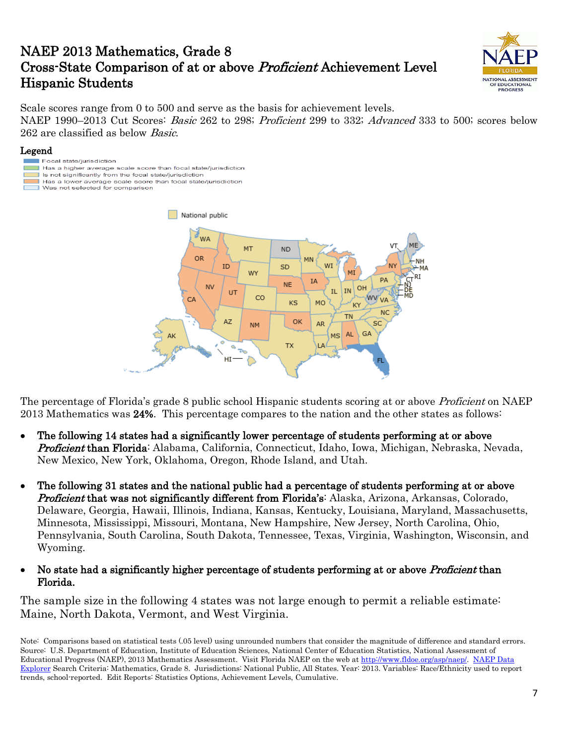# NAEP 2013 Mathematics, Grade 8
# Cross-State Comparison of at or above *Proficient* Achievement Level
# Hispanic Students

Scale scores range from 0 to 500 and serve as the basis for achievement levels.
NAEP 1990–2013 Cut Scores: *Basic* 262 to 298; *Proficient* 299 to 332; *Advanced* 333 to 500; scores below 262 are classified as below *Basic*.

**Legend**

- Focal state/jurisdiction
- Has a higher average scale score than focal state/jurisdiction
- Is not significantly from the focal state/jurisdiction
- Has a lower average scale score than focal state/jurisdiction
- Was not selected for comparison

National public

The percentage of Florida's grade 8 public school Hispanic students scoring at or above *Proficient* on NAEP 2013 Mathematics was **24%**. This percentage compares to the nation and the other states as follows:

- **The following 14 states had a significantly lower percentage of students performing at or above *Proficient* than Florida**: Alabama, California, Connecticut, Idaho, Iowa, Michigan, Nebraska, Nevada, New Mexico, New York, Oklahoma, Oregon, Rhode Island, and Utah.
- **The following 31 states and the national public had a percentage of students performing at or above *Proficient* that was not significantly different from Florida's**: Alaska, Arizona, Arkansas, Colorado, Delaware, Georgia, Hawaii, Illinois, Indiana, Kansas, Kentucky, Louisiana, Maryland, Massachusetts, Minnesota, Mississippi, Missouri, Montana, New Hampshire, New Jersey, North Carolina, Ohio, Pennsylvania, South Carolina, South Dakota, Tennessee, Texas, Virginia, Washington, Wisconsin, and Wyoming.
- **No state had a significantly higher percentage of students performing at or above *Proficient* than Florida.**

The sample size in the following 4 states was not large enough to permit a reliable estimate: Maine, North Dakota, Vermont, and West Virginia.

Note: Comparisons based on statistical tests (.05 level) using unrounded numbers that consider the magnitude of difference and standard errors.
Source: U.S. Department of Education, Institute of Education Sciences, National Center of Education Statistics, National Assessment of Educational Progress (NAEP), 2013 Mathematics Assessment. Visit Florida NAEP on the web at http://www.fldoe.org/asp/naep/. NAEP Data Explorer Search Criteria: Mathematics, Grade 8. Jurisdictions: National Public, All States. Year: 2013. Variables: Race/Ethnicity used to report trends, school-reported. Edit Reports: Statistics Options, Achievement Levels, Cumulative.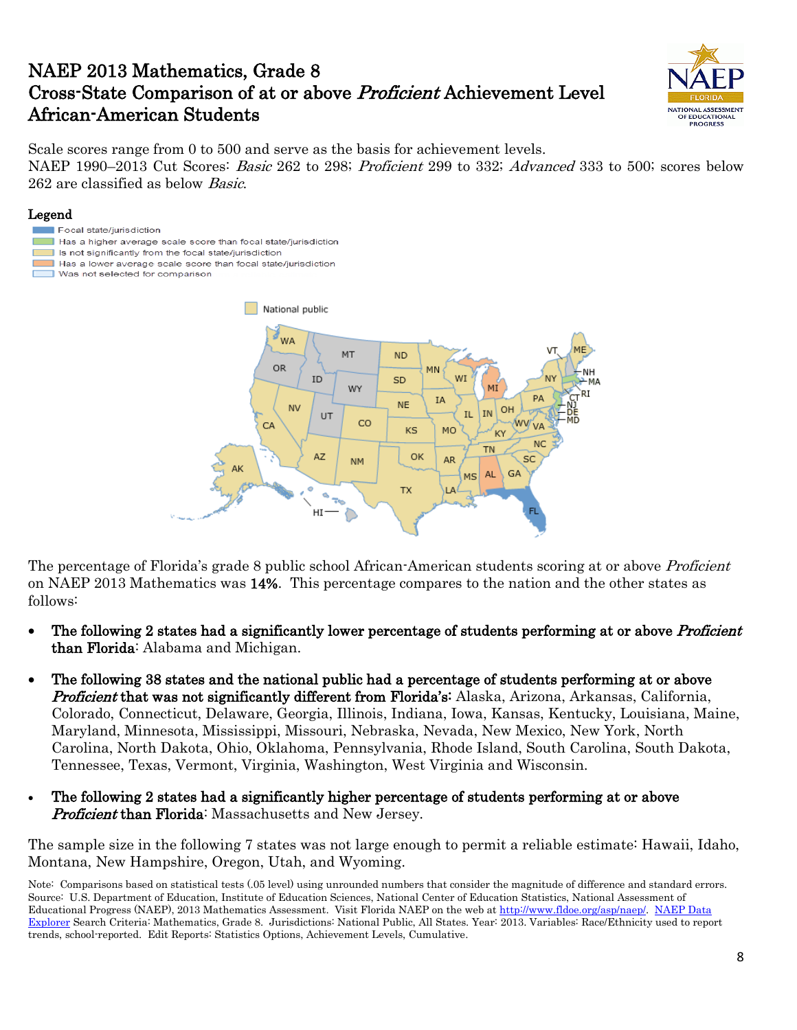# NAEP 2013 Mathematics, Grade 8
# Cross-State Comparison of at or above *Proficient* Achievement Level
# African-American Students

Scale scores range from 0 to 500 and serve as the basis for achievement levels.
NAEP 1990–2013 Cut Scores: *Basic* 262 to 298; *Proficient* 299 to 332; *Advanced* 333 to 500; scores below 262 are classified as below *Basic*.

**Legend**

- Focal state/jurisdiction
- Has a higher average scale score than focal state/jurisdiction
- Is not significantly from the focal state/jurisdiction
- Has a lower average scale score than focal state/jurisdiction
- Was not selected for comparison

National public

WA
OR
CA
AK
HI
ID
NV
MT
WY
UT
AZ
CO
NM
ND
SD
NE
KS
OK
TX
MN
IA
MO
AR
LA
WI
IL
MS
MI
IN
KY
TN
AL
OH
WV
GA
FL
SC
NC
VA
PA
NY
VT
ME
NH
MA
RI
CT
NJ
DE
MD

The percentage of Florida's grade 8 public school African-American students scoring at or above *Proficient* on NAEP 2013 Mathematics was **14%**. This compares to the nation and the other states as follows:

- **The following 2 states had a significantly lower percentage of students performing at or above *Proficient* than Florida**: Alabama and Michigan.

- **The following 38 states and the national public had a percentage of students performing at or above *Proficient* that was not significantly different from Florida's:** Alaska, Arizona, Arkansas, California, Colorado, Connecticut, Delaware, Georgia, Illinois, Indiana, Iowa, Kansas, Kentucky, Louisiana, Maine, Maryland, Minnesota, Mississippi, Missouri, Nebraska, Nevada, New Mexico, New York, North Carolina, North Dakota, Ohio, Oklahoma, Pennsylvania, Rhode Island, South Carolina, South Dakota, Tennessee, Texas, Vermont, Virginia, Washington, West Virginia and Wisconsin.

- **The following 2 states had a significantly higher percentage of students performing at or above *Proficient* than Florida**: Massachusetts and New Jersey.

The sample size in the following 7 states was not large enough to permit a reliable estimate: Hawaii, Idaho, Montana, New Hampshire, Oregon, Utah, and Wyoming.

Note: Comparisons based on statistical tests (.05 level) using unrounded numbers that consider the magnitude of difference and standard errors.
Source: U.S. Department of Education, Institute of Education Sciences, National Center of Education Statistics, National Assessment of Educational Progress (NAEP), 2013 Mathematics Assessment. Visit Florida NAEP on the web at http://www.fldoe.org/asp/naep/. NAEP Data Explorer Search Criteria: Mathematics, Grade 8. Jurisdictions: National Public, All States. Year: 2013. Variables: Race/Ethnicity used to report trends, school-reported. Edit Reports: Statistics Options, Achievement Levels, Cumulative.